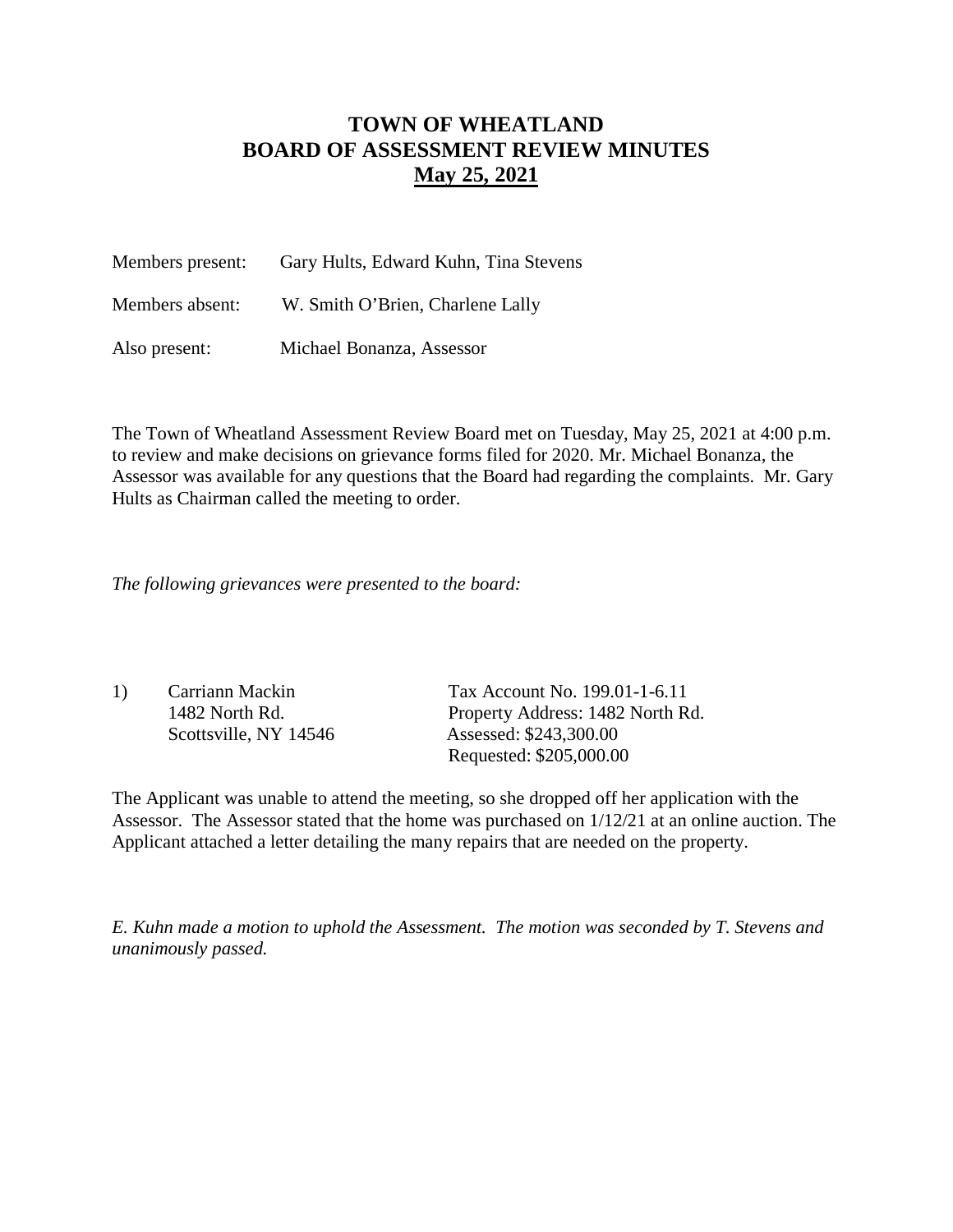# TOWN OF WHEATLAND
# BOARD OF ASSESSMENT REVIEW MINUTES
## May 25, 2021

Members present: Gary Hults, Edward Kuhn, Tina Stevens

Members absent: W. Smith O'Brien, Charlene Lally

Also present: Michael Bonanza, Assessor

The Town of Wheatland Assessment Review Board met on Tuesday, May 25, 2021 at 4:00 p.m. to review and make decisions on grievance forms filed for 2020. Mr. Michael Bonanza, the Assessor was available for any questions that the Board had regarding the complaints. Mr. Gary Hults as Chairman called the meeting to order.

*The following grievances were presented to the board:*

1) Carriann Mackin
   1482 North Rd.
   Scottsville, NY 14546

   Tax Account No. 199.01-1-6.11
   Property Address: 1482 North Rd.
   Assessed: $243,300.00
   Requested: $205,000.00

The Applicant was unable to attend the meeting, so she dropped off her application with the Assessor. The Assessor stated that the home was purchased on 1/12/21 at an online auction. The Applicant attached a letter detailing the many repairs that are needed on the property.

*E. Kuhn made a motion to uphold the Assessment. The motion was seconded by T. Stevens and unanimously passed.*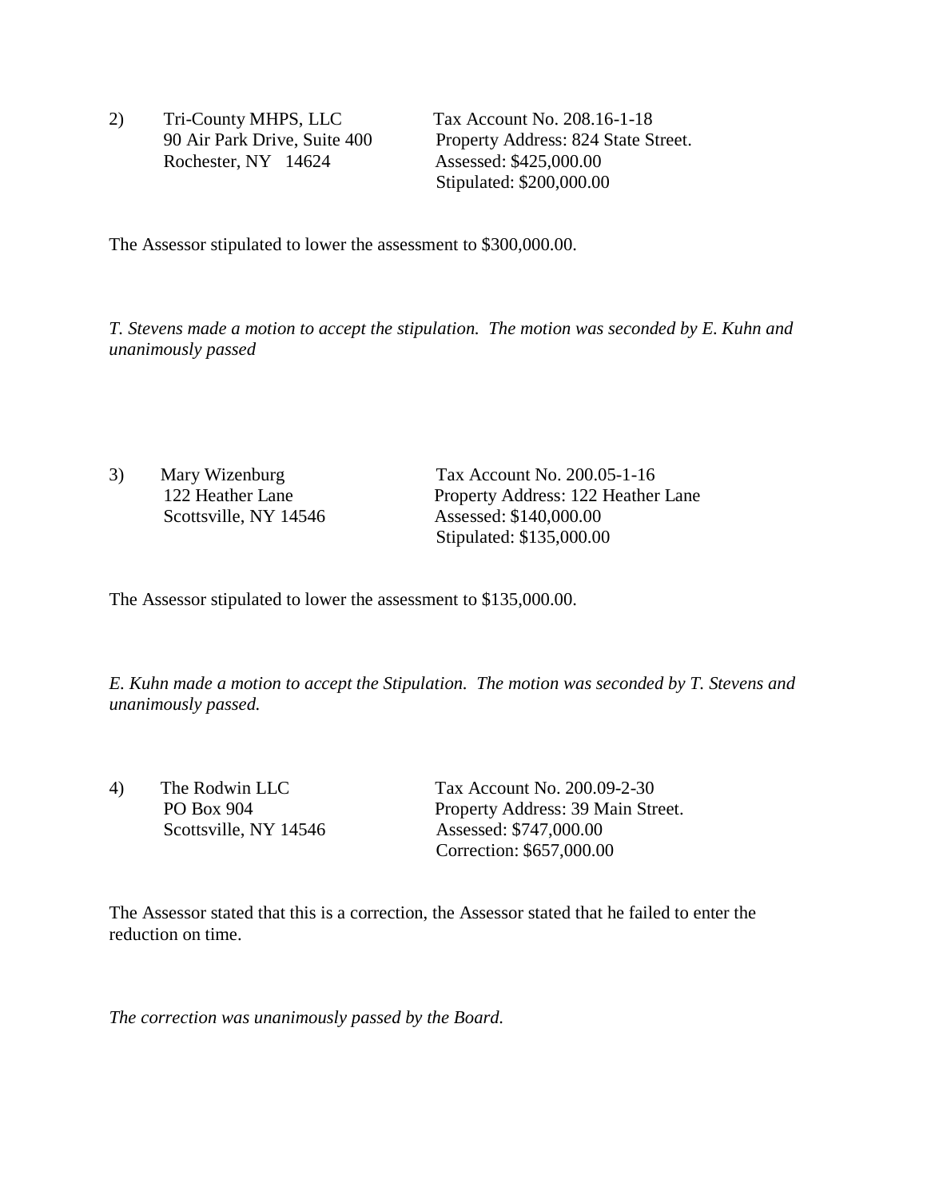2) Tri-County MHPS, LLC
90 Air Park Drive, Suite 400
Rochester, NY 14624

Tax Account No. 208.16-1-18
Property Address: 824 State Street.
Assessed: $425,000.00
Stipulated: $200,000.00

The Assessor stipulated to lower the assessment to $300,000.00.

*T. Stevens made a motion to accept the stipulation. The motion was seconded by E. Kuhn and unanimously passed*

3) Mary Wizenburg
122 Heather Lane
Scottsville, NY 14546

Tax Account No. 200.05-1-16
Property Address: 122 Heather Lane
Assessed: $140,000.00
Stipulated: $135,000.00

The Assessor stipulated to lower the assessment to $135,000.00.

*E. Kuhn made a motion to accept the Stipulation. The motion was seconded by T. Stevens and unanimously passed.*

4) The Rodwin LLC
PO Box 904
Scottsville, NY 14546

Tax Account No. 200.09-2-30
Property Address: 39 Main Street.
Assessed: $747,000.00
Correction: $657,000.00

The Assessor stated that this is a correction, the Assessor stated that he failed to enter the reduction on time.

*The correction was unanimously passed by the Board.*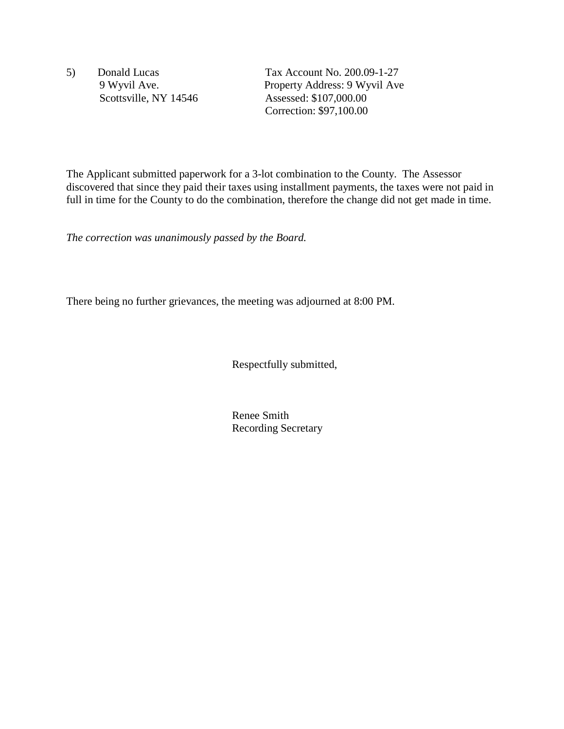5) Donald Lucas
9 Wyvil Ave.
Scottsville, NY 14546

Tax Account No. 200.09-1-27
Property Address: 9 Wyvil Ave
Assessed: $107,000.00
Correction: $97,100.00

The Applicant submitted paperwork for a 3-lot combination to the County. The Assessor discovered that since they paid their taxes using installment payments, the taxes were not paid in full in time for the County to do the combination, therefore the change did not get made in time.

*The correction was unanimously passed by the Board.*

There being no further grievances, the meeting was adjourned at 8:00 PM.

Respectfully submitted,

Renee Smith
Recording Secretary